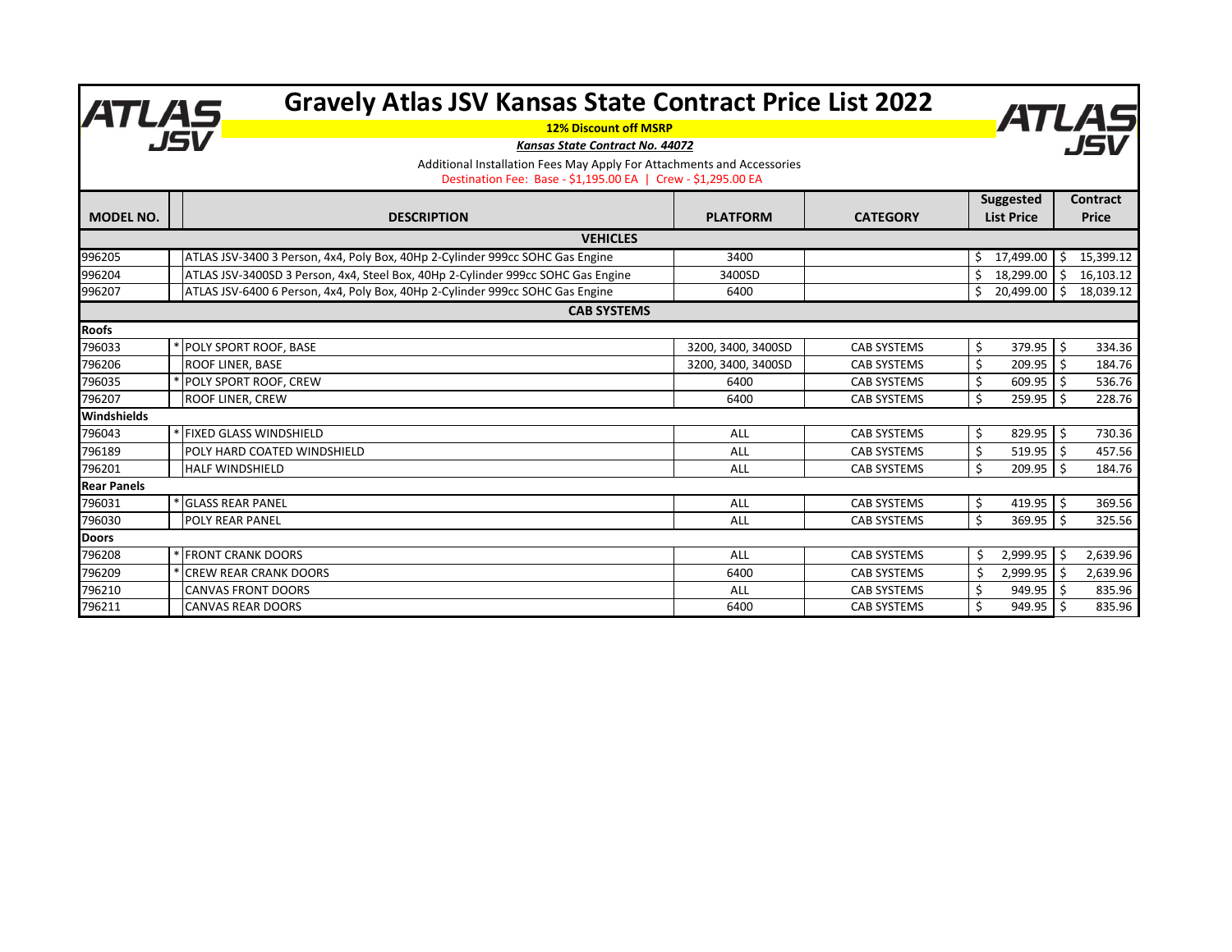# Gravely Atlas JSV Kansas State Contract Price List 2022

**12% Discount off MSRP**

***Kansas State Contract No. 44072***

Additional Installation Fees May Apply For Attachments and Accessories

Destination Fee: Base - $1,195.00 EA | Crew - $1,295.00 EA

| MODEL NO. | | DESCRIPTION | PLATFORM | CATEGORY | Suggested List Price | Contract Price |
|---|---|---|---|---|---|---|
| **VEHICLES** | | | | | | |
| 996205 | | ATLAS JSV-3400 3 Person, 4x4, Poly Box, 40Hp 2-Cylinder 999cc SOHC Gas Engine | 3400 | | $ 17,499.00 | $ 15,399.12 |
| 996204 | | ATLAS JSV-3400SD 3 Person, 4x4, Steel Box, 40Hp 2-Cylinder 999cc SOHC Gas Engine | 3400SD | | $ 18,299.00 | $ 16,103.12 |
| 996207 | | ATLAS JSV-6400 6 Person, 4x4, Poly Box, 40Hp 2-Cylinder 999cc SOHC Gas Engine | 6400 | | $ 20,499.00 | $ 18,039.12 |
| **CAB SYSTEMS** | | | | | | |
| **Roofs** | | | | | | |
| 796033 | * | POLY SPORT ROOF, BASE | 3200, 3400, 3400SD | CAB SYSTEMS | $ 379.95 | $ 334.36 |
| 796206 | | ROOF LINER, BASE | 3200, 3400, 3400SD | CAB SYSTEMS | $ 209.95 | $ 184.76 |
| 796035 | * | POLY SPORT ROOF, CREW | 6400 | CAB SYSTEMS | $ 609.95 | $ 536.76 |
| 796207 | | ROOF LINER, CREW | 6400 | CAB SYSTEMS | $ 259.95 | $ 228.76 |
| **Windshields** | | | | | | |
| 796043 | * | FIXED GLASS WINDSHIELD | ALL | CAB SYSTEMS | $ 829.95 | $ 730.36 |
| 796189 | | POLY HARD COATED WINDSHIELD | ALL | CAB SYSTEMS | $ 519.95 | $ 457.56 |
| 796201 | | HALF WINDSHIELD | ALL | CAB SYSTEMS | $ 209.95 | $ 184.76 |
| **Rear Panels** | | | | | | |
| 796031 | * | GLASS REAR PANEL | ALL | CAB SYSTEMS | $ 419.95 | $ 369.56 |
| 796030 | | POLY REAR PANEL | ALL | CAB SYSTEMS | $ 369.95 | $ 325.56 |
| **Doors** | | | | | | |
| 796208 | * | FRONT CRANK DOORS | ALL | CAB SYSTEMS | $ 2,999.95 | $ 2,639.96 |
| 796209 | * | CREW REAR CRANK DOORS | 6400 | CAB SYSTEMS | $ 2,999.95 | $ 2,639.96 |
| 796210 | | CANVAS FRONT DOORS | ALL | CAB SYSTEMS | $ 949.95 | $ 835.96 |
| 796211 | | CANVAS REAR DOORS | 6400 | CAB SYSTEMS | $ 949.95 | $ 835.96 |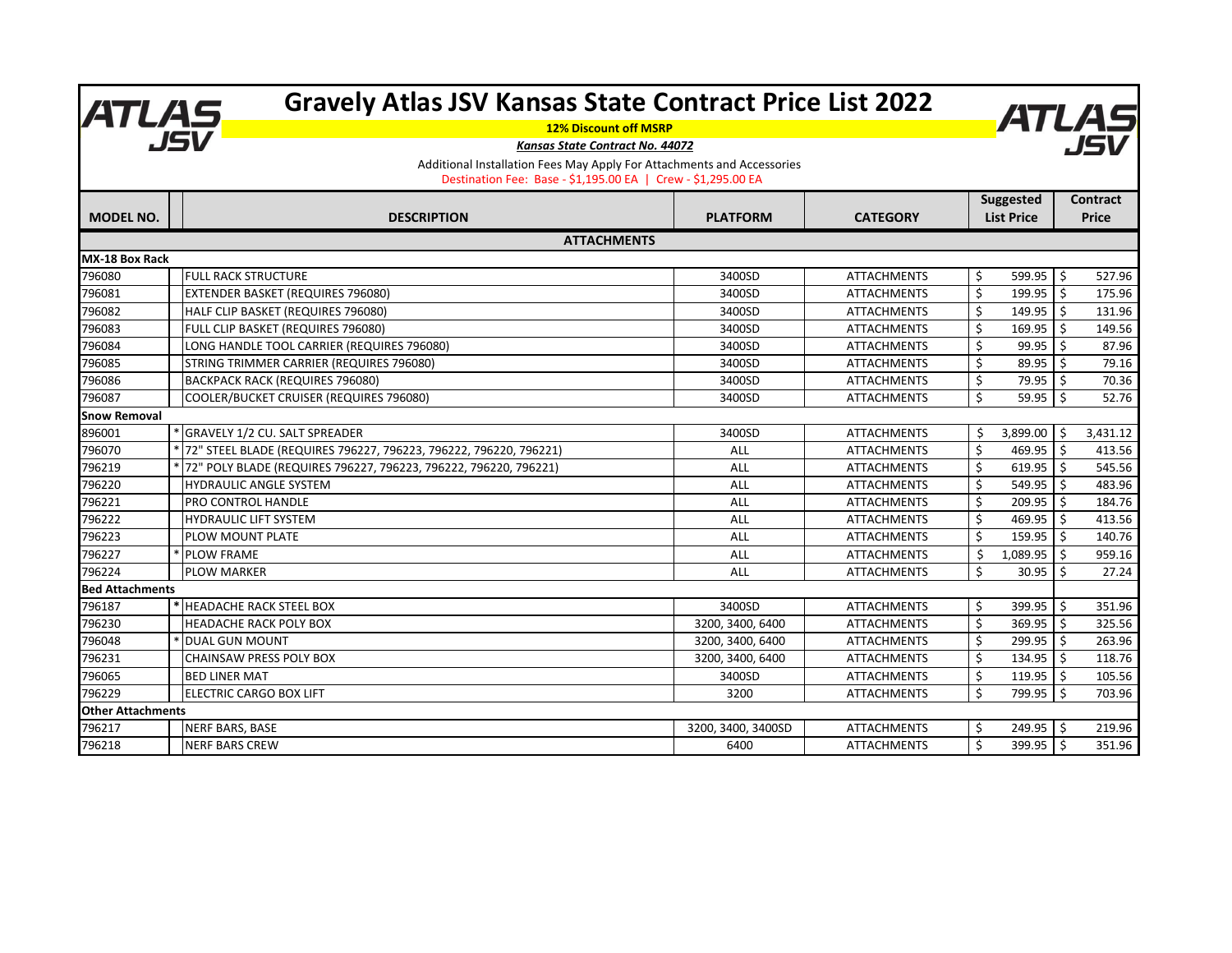# Gravely Atlas JSV Kansas State Contract Price List 2022

**12% Discount off MSRP**

***Kansas State Contract No. 44072***

Additional Installation Fees May Apply For Attachments and Accessories

Destination Fee: Base - $1,195.00 EA | Crew - $1,295.00 EA

| MODEL NO. | | DESCRIPTION | PLATFORM | CATEGORY | Suggested List Price | Contract Price |
|---|---|---|---|---|---|---|
| | | **ATTACHMENTS** | | | | |
| **MX-18 Box Rack** | | | | | | |
| 796080 | | FULL RACK STRUCTURE | 3400SD | ATTACHMENTS | $ 599.95 | $ 527.96 |
| 796081 | | EXTENDER BASKET (REQUIRES 796080) | 3400SD | ATTACHMENTS | $ 199.95 | $ 175.96 |
| 796082 | | HALF CLIP BASKET (REQUIRES 796080) | 3400SD | ATTACHMENTS | $ 149.95 | $ 131.96 |
| 796083 | | FULL CLIP BASKET (REQUIRES 796080) | 3400SD | ATTACHMENTS | $ 169.95 | $ 149.56 |
| 796084 | | LONG HANDLE TOOL CARRIER (REQUIRES 796080) | 3400SD | ATTACHMENTS | $ 99.95 | $ 87.96 |
| 796085 | | STRING TRIMMER CARRIER (REQUIRES 796080) | 3400SD | ATTACHMENTS | $ 89.95 | $ 79.16 |
| 796086 | | BACKPACK RACK (REQUIRES 796080) | 3400SD | ATTACHMENTS | $ 79.95 | $ 70.36 |
| 796087 | | COOLER/BUCKET CRUISER (REQUIRES 796080) | 3400SD | ATTACHMENTS | $ 59.95 | $ 52.76 |
| **Snow Removal** | | | | | | |
| 896001 | * | GRAVELY 1/2 CU. SALT SPREADER | 3400SD | ATTACHMENTS | $ 3,899.00 | $ 3,431.12 |
| 796070 | * | 72" STEEL BLADE (REQUIRES 796227, 796223, 796222, 796220, 796221) | ALL | ATTACHMENTS | $ 469.95 | $ 413.56 |
| 796219 | * | 72" POLY BLADE (REQUIRES 796227, 796223, 796222, 796220, 796221) | ALL | ATTACHMENTS | $ 619.95 | $ 545.56 |
| 796220 | | HYDRAULIC ANGLE SYSTEM | ALL | ATTACHMENTS | $ 549.95 | $ 483.96 |
| 796221 | | PRO CONTROL HANDLE | ALL | ATTACHMENTS | $ 209.95 | $ 184.76 |
| 796222 | | HYDRAULIC LIFT SYSTEM | ALL | ATTACHMENTS | $ 469.95 | $ 413.56 |
| 796223 | | PLOW MOUNT PLATE | ALL | ATTACHMENTS | $ 159.95 | $ 140.76 |
| 796227 | * | PLOW FRAME | ALL | ATTACHMENTS | $ 1,089.95 | $ 959.16 |
| 796224 | | PLOW MARKER | ALL | ATTACHMENTS | $ 30.95 | $ 27.24 |
| **Bed Attachments** | | | | | | |
| 796187 | * | HEADACHE RACK STEEL BOX | 3400SD | ATTACHMENTS | $ 399.95 | $ 351.96 |
| 796230 | | HEADACHE RACK POLY BOX | 3200, 3400, 6400 | ATTACHMENTS | $ 369.95 | $ 325.56 |
| 796048 | * | DUAL GUN MOUNT | 3200, 3400, 6400 | ATTACHMENTS | $ 299.95 | $ 263.96 |
| 796231 | | CHAINSAW PRESS POLY BOX | 3200, 3400, 6400 | ATTACHMENTS | $ 134.95 | $ 118.76 |
| 796065 | | BED LINER MAT | 3400SD | ATTACHMENTS | $ 119.95 | $ 105.56 |
| 796229 | | ELECTRIC CARGO BOX LIFT | 3200 | ATTACHMENTS | $ 799.95 | $ 703.96 |
| **Other Attachments** | | | | | | |
| 796217 | | NERF BARS, BASE | 3200, 3400, 3400SD | ATTACHMENTS | $ 249.95 | $ 219.96 |
| 796218 | | NERF BARS CREW | 6400 | ATTACHMENTS | $ 399.95 | $ 351.96 |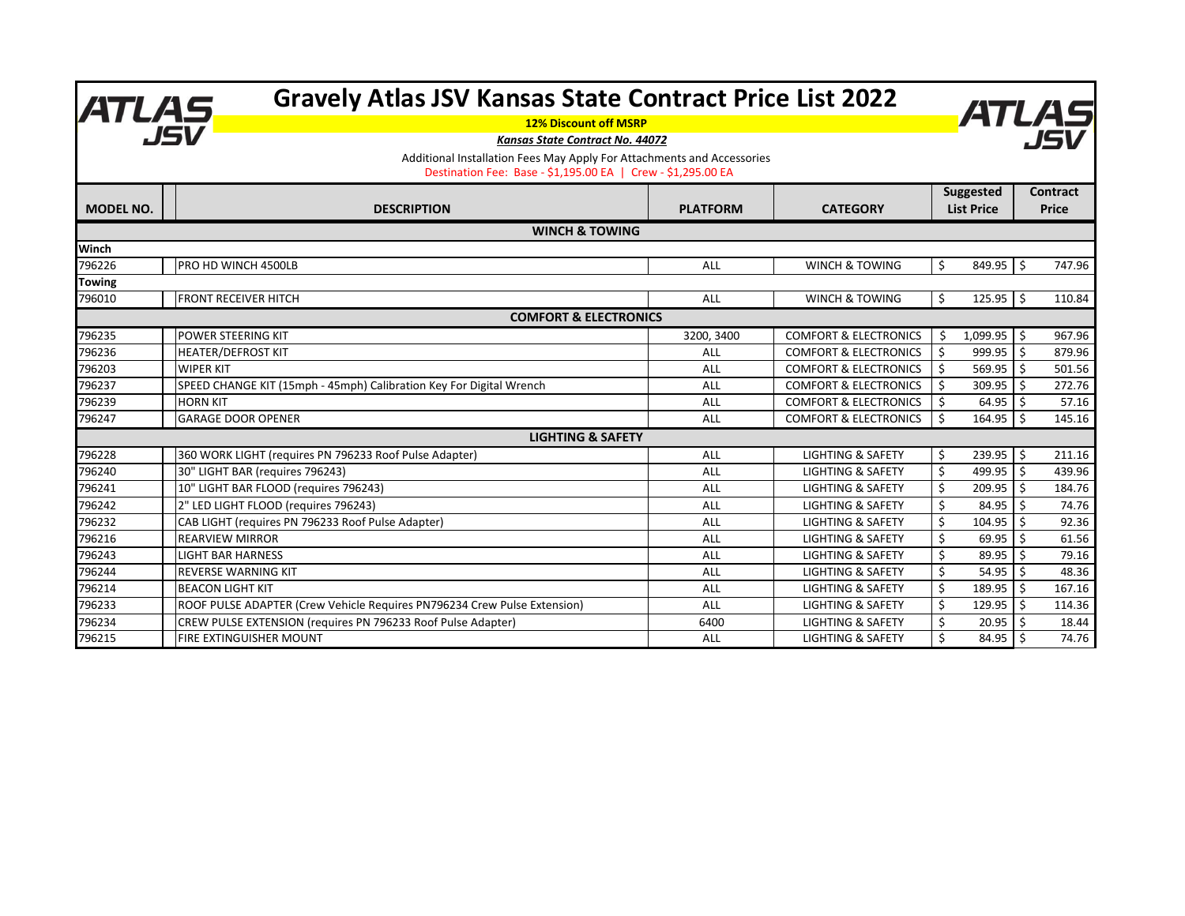# Gravely Atlas JSV Kansas State Contract Price List 2022

**12% Discount off MSRP**

***Kansas State Contract No. 44072***

Additional Installation Fees May Apply For Attachments and Accessories

Destination Fee: Base - $1,195.00 EA | Crew - $1,295.00 EA

| MODEL NO. | DESCRIPTION | PLATFORM | CATEGORY | Suggested List Price | Contract Price |
|---|---|---|---|---|---|
| | **WINCH & TOWING** | | | | |
| **Winch** | | | | | |
| 796226 | PRO HD WINCH 4500LB | ALL | WINCH & TOWING | $ 849.95 | $ 747.96 |
| **Towing** | | | | | |
| 796010 | FRONT RECEIVER HITCH | ALL | WINCH & TOWING | $ 125.95 | $ 110.84 |
| | **COMFORT & ELECTRONICS** | | | | |
| 796235 | POWER STEERING KIT | 3200, 3400 | COMFORT & ELECTRONICS | $ 1,099.95 | $ 967.96 |
| 796236 | HEATER/DEFROST KIT | ALL | COMFORT & ELECTRONICS | $ 999.95 | $ 879.96 |
| 796203 | WIPER KIT | ALL | COMFORT & ELECTRONICS | $ 569.95 | $ 501.56 |
| 796237 | SPEED CHANGE KIT (15mph - 45mph) Calibration Key For Digital Wrench | ALL | COMFORT & ELECTRONICS | $ 309.95 | $ 272.76 |
| 796239 | HORN KIT | ALL | COMFORT & ELECTRONICS | $ 64.95 | $ 57.16 |
| 796247 | GARAGE DOOR OPENER | ALL | COMFORT & ELECTRONICS | $ 164.95 | $ 145.16 |
| | **LIGHTING & SAFETY** | | | | |
| 796228 | 360 WORK LIGHT (requires PN 796233 Roof Pulse Adapter) | ALL | LIGHTING & SAFETY | $ 239.95 | $ 211.16 |
| 796240 | 30" LIGHT BAR (requires 796243) | ALL | LIGHTING & SAFETY | $ 499.95 | $ 439.96 |
| 796241 | 10" LIGHT BAR FLOOD (requires 796243) | ALL | LIGHTING & SAFETY | $ 209.95 | $ 184.76 |
| 796242 | 2" LED LIGHT FLOOD (requires 796243) | ALL | LIGHTING & SAFETY | $ 84.95 | $ 74.76 |
| 796232 | CAB LIGHT (requires PN 796233 Roof Pulse Adapter) | ALL | LIGHTING & SAFETY | $ 104.95 | $ 92.36 |
| 796216 | REARVIEW MIRROR | ALL | LIGHTING & SAFETY | $ 69.95 | $ 61.56 |
| 796243 | LIGHT BAR HARNESS | ALL | LIGHTING & SAFETY | $ 89.95 | $ 79.16 |
| 796244 | REVERSE WARNING KIT | ALL | LIGHTING & SAFETY | $ 54.95 | $ 48.36 |
| 796214 | BEACON LIGHT KIT | ALL | LIGHTING & SAFETY | $ 189.95 | $ 167.16 |
| 796233 | ROOF PULSE ADAPTER (Crew Vehicle Requires PN796234 Crew Pulse Extension) | ALL | LIGHTING & SAFETY | $ 129.95 | $ 114.36 |
| 796234 | CREW PULSE EXTENSION (requires PN 796233 Roof Pulse Adapter) | 6400 | LIGHTING & SAFETY | $ 20.95 | $ 18.44 |
| 796215 | FIRE EXTINGUISHER MOUNT | ALL | LIGHTING & SAFETY | $ 84.95 | $ 74.76 |